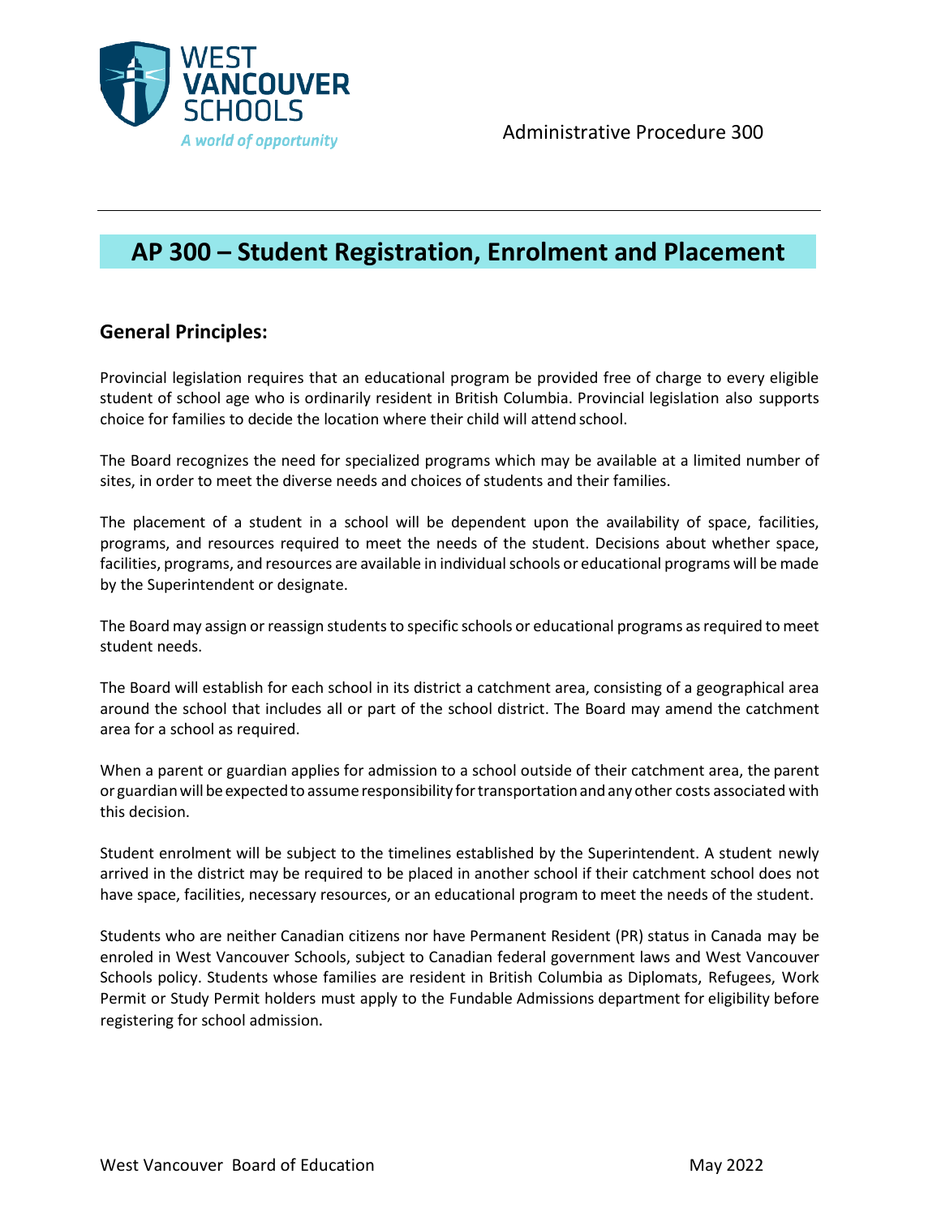Administrative Procedure 300

# AP 300 – Student Registration, Enrolment and Placement

## General Principles:

Provincial legislation requires that an educational program be provided free of charge to every eligible student of school age who is ordinarily resident in British Columbia. Provincial legislation also supports choice for families to decide the location where their child will attend school.

The Board recognizes the need for specialized programs which may be available at a limited number of sites, in order to meet the diverse needs and choices of students and their families.

The placement of a student in a school will be dependent upon the availability of space, facilities, programs, and resources required to meet the needs of the student. Decisions about whether space, facilities, programs, and resources are available in individual schools or educational programs will be made by the Superintendent or designate.

The Board may assign or reassign students to specific schools or educational programs as required to meet student needs.

The Board will establish for each school in its district a catchment area, consisting of a geographical area around the school that includes all or part of the school district. The Board may amend the catchment area for a school as required.

When a parent or guardian applies for admission to a school outside of their catchment area, the parent or guardian will be expected to assume responsibility for transportation and any other costs associated with this decision.

Student enrolment will be subject to the timelines established by the Superintendent. A student newly arrived in the district may be required to be placed in another school if their catchment school does not have space, facilities, necessary resources, or an educational program to meet the needs of the student.

Students who are neither Canadian citizens nor have Permanent Resident (PR) status in Canada may be enroled in West Vancouver Schools, subject to Canadian federal government laws and West Vancouver Schools policy. Students whose families are resident in British Columbia as Diplomats, Refugees, Work Permit or Study Permit holders must apply to the Fundable Admissions department for eligibility before registering for school admission.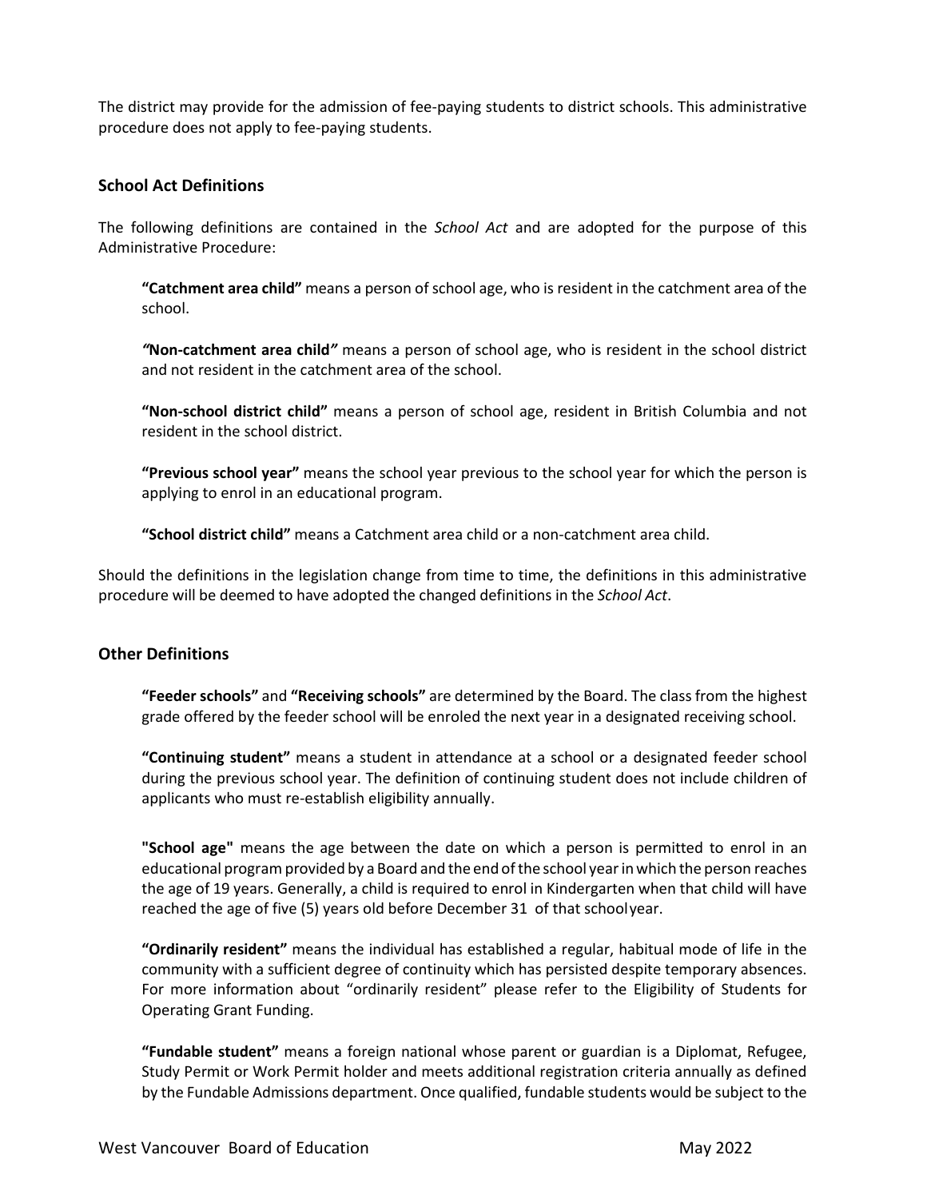The district may provide for the admission of fee-paying students to district schools. This administrative procedure does not apply to fee-paying students.

## School Act Definitions

The following definitions are contained in the *School Act* and are adopted for the purpose of this Administrative Procedure:

> **"Catchment area child"** means a person of school age, who is resident in the catchment area of the school.
>
> ***"*Non-catchment area child*"*** means a person of school age, who is resident in the school district and not resident in the catchment area of the school.
>
> **"Non-school district child"** means a person of school age, resident in British Columbia and not resident in the school district.
>
> **"Previous school year"** means the school year previous to the school year for which the person is applying to enrol in an educational program.
>
> **"School district child"** means a Catchment area child or a non-catchment area child.

Should the definitions in the legislation change from time to time, the definitions in this administrative procedure will be deemed to have adopted the changed definitions in the *School Act*.

## Other Definitions

> **"Feeder schools"** and **"Receiving schools"** are determined by the Board. The class from the highest grade offered by the feeder school will be enroled the next year in a designated receiving school.
>
> **"Continuing student"** means a student in attendance at a school or a designated feeder school during the previous school year. The definition of continuing student does not include children of applicants who must re-establish eligibility annually.
>
> **"School age"** means the age between the date on which a person is permitted to enrol in an educational program provided by a Board and the end of the school year in which the person reaches the age of 19 years. Generally, a child is required to enrol in Kindergarten when that child will have reached the age of five (5) years old before December 31 of that school year.
>
> **"Ordinarily resident"** means the individual has established a regular, habitual mode of life in the community with a sufficient degree of continuity which has persisted despite temporary absences. For more information about "ordinarily resident" please refer to the Eligibility of Students for Operating Grant Funding.
>
> **"Fundable student"** means a foreign national whose parent or guardian is a Diplomat, Refugee, Study Permit or Work Permit holder and meets additional registration criteria annually as defined by the Fundable Admissions department. Once qualified, fundable students would be subject to the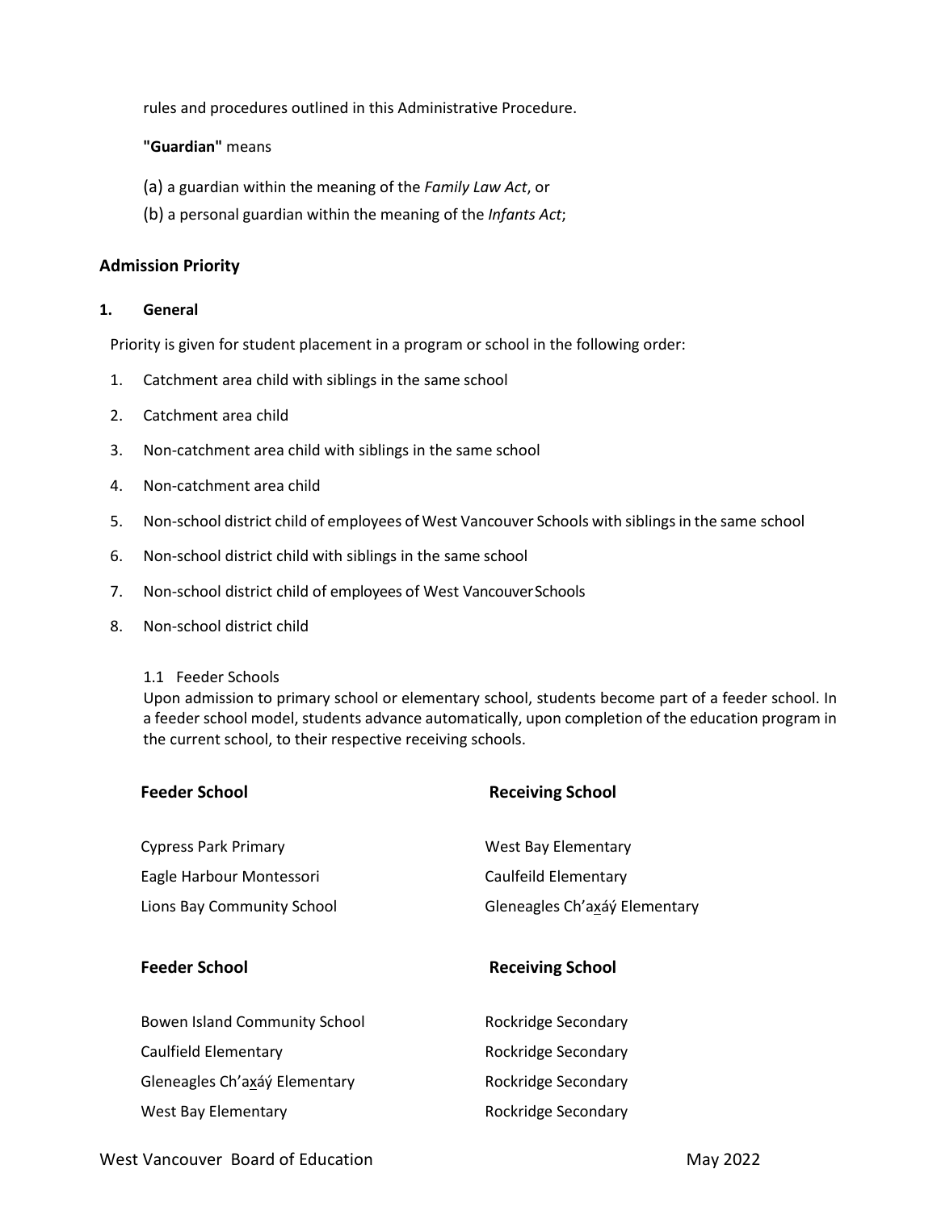rules and procedures outlined in this Administrative Procedure.

**"Guardian"** means

(a) a guardian within the meaning of the *Family Law Act*, or

(b) a personal guardian within the meaning of the *Infants Act*;

## Admission Priority

### 1. General

Priority is given for student placement in a program or school in the following order:

1. Catchment area child with siblings in the same school
2. Catchment area child
3. Non-catchment area child with siblings in the same school
4. Non-catchment area child
5. Non-school district child of employees of West Vancouver Schools with siblings in the same school
6. Non-school district child with siblings in the same school
7. Non-school district child of employees of West Vancouver Schools
8. Non-school district child

1.1 Feeder Schools

Upon admission to primary school or elementary school, students become part of a feeder school. In a feeder school model, students advance automatically, upon completion of the education program in the current school, to their respective receiving schools.

| Feeder School | Receiving School |
| --- | --- |
| Cypress Park Primary | West Bay Elementary |
| Eagle Harbour Montessori | Caulfeild Elementary |
| Lions Bay Community School | Gleneagles Ch'ax̱áý Elementary |

| Feeder School | Receiving School |
| --- | --- |
| Bowen Island Community School | Rockridge Secondary |
| Caulfield Elementary | Rockridge Secondary |
| Gleneagles Ch'ax̱áý Elementary | Rockridge Secondary |
| West Bay Elementary | Rockridge Secondary |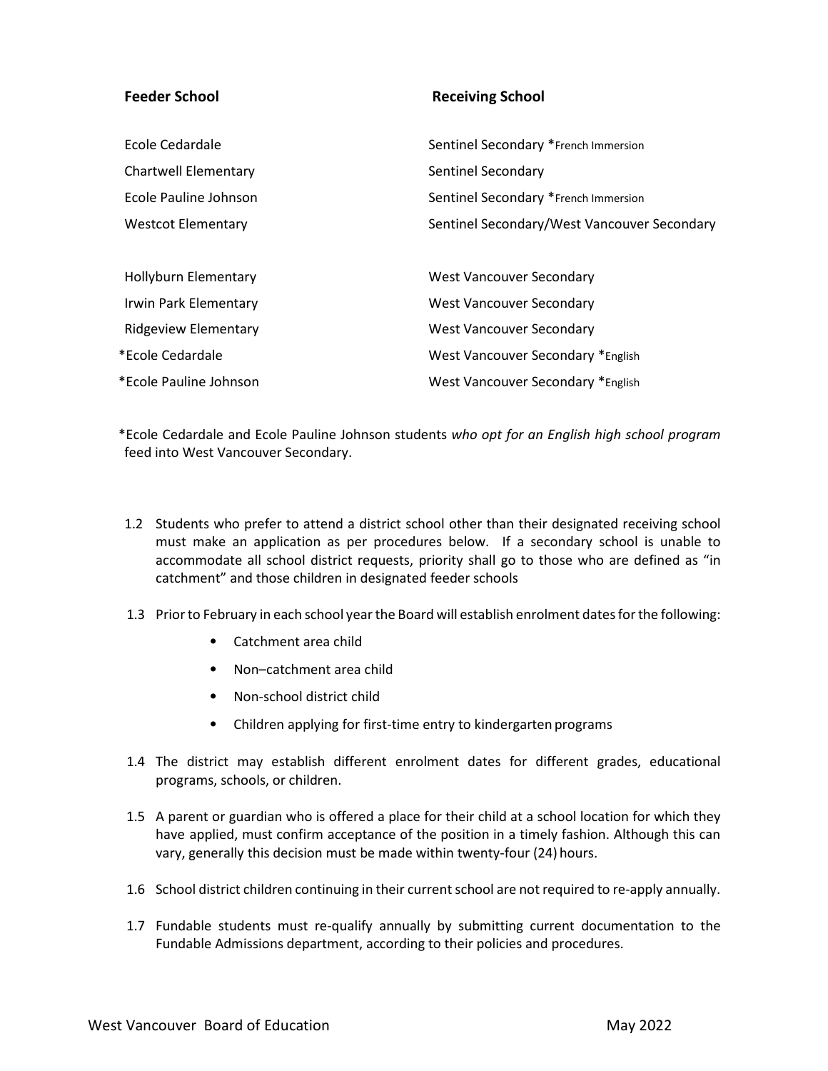| Feeder School | Receiving School |
| --- | --- |
| Ecole Cedardale | Sentinel Secondary *French Immersion |
| Chartwell Elementary | Sentinel Secondary |
| Ecole Pauline Johnson | Sentinel Secondary *French Immersion |
| Westcot Elementary | Sentinel Secondary/West Vancouver Secondary |
| | |
| Hollyburn Elementary | West Vancouver Secondary |
| Irwin Park Elementary | West Vancouver Secondary |
| Ridgeview Elementary | West Vancouver Secondary |
| *Ecole Cedardale | West Vancouver Secondary *English |
| *Ecole Pauline Johnson | West Vancouver Secondary *English |

*Ecole Cedardale and Ecole Pauline Johnson students *who opt for an English high school program* feed into West Vancouver Secondary.

1.2 Students who prefer to attend a district school other than their designated receiving school must make an application as per procedures below. If a secondary school is unable to accommodate all school district requests, priority shall go to those who are defined as "in catchment" and those children in designated feeder schools

1.3 Prior to February in each school year the Board will establish enrolment dates for the following:

- Catchment area child
- Non–catchment area child
- Non-school district child
- Children applying for first-time entry to kindergarten programs

1.4 The district may establish different enrolment dates for different grades, educational programs, schools, or children.

1.5 A parent or guardian who is offered a place for their child at a school location for which they have applied, must confirm acceptance of the position in a timely fashion. Although this can vary, generally this decision must be made within twenty-four (24) hours.

1.6 School district children continuing in their current school are not required to re-apply annually.

1.7 Fundable students must re-qualify annually by submitting current documentation to the Fundable Admissions department, according to their policies and procedures.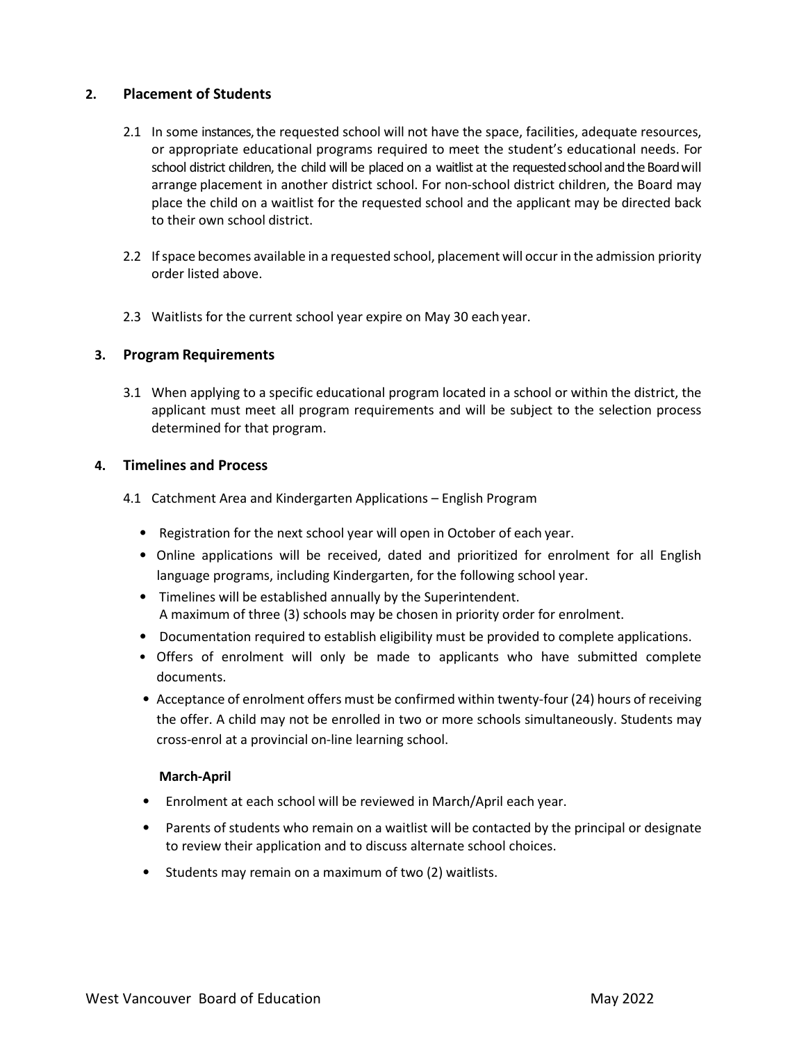## 2. Placement of Students

2.1 In some instances, the requested school will not have the space, facilities, adequate resources, or appropriate educational programs required to meet the student's educational needs. For school district children, the child will be placed on a waitlist at the requested school and the Board will arrange placement in another district school. For non-school district children, the Board may place the child on a waitlist for the requested school and the applicant may be directed back to their own school district.

2.2 If space becomes available in a requested school, placement will occur in the admission priority order listed above.

2.3 Waitlists for the current school year expire on May 30 each year.

## 3. Program Requirements

3.1 When applying to a specific educational program located in a school or within the district, the applicant must meet all program requirements and will be subject to the selection process determined for that program.

## 4. Timelines and Process

4.1 Catchment Area and Kindergarten Applications – English Program

- Registration for the next school year will open in October of each year.
- Online applications will be received, dated and prioritized for enrolment for all English language programs, including Kindergarten, for the following school year.
- Timelines will be established annually by the Superintendent.
  A maximum of three (3) schools may be chosen in priority order for enrolment.
- Documentation required to establish eligibility must be provided to complete applications.
- Offers of enrolment will only be made to applicants who have submitted complete documents.
- Acceptance of enrolment offers must be confirmed within twenty-four (24) hours of receiving the offer. A child may not be enrolled in two or more schools simultaneously. Students may cross-enrol at a provincial on-line learning school.

**March-April**

- Enrolment at each school will be reviewed in March/April each year.
- Parents of students who remain on a waitlist will be contacted by the principal or designate to review their application and to discuss alternate school choices.
- Students may remain on a maximum of two (2) waitlists.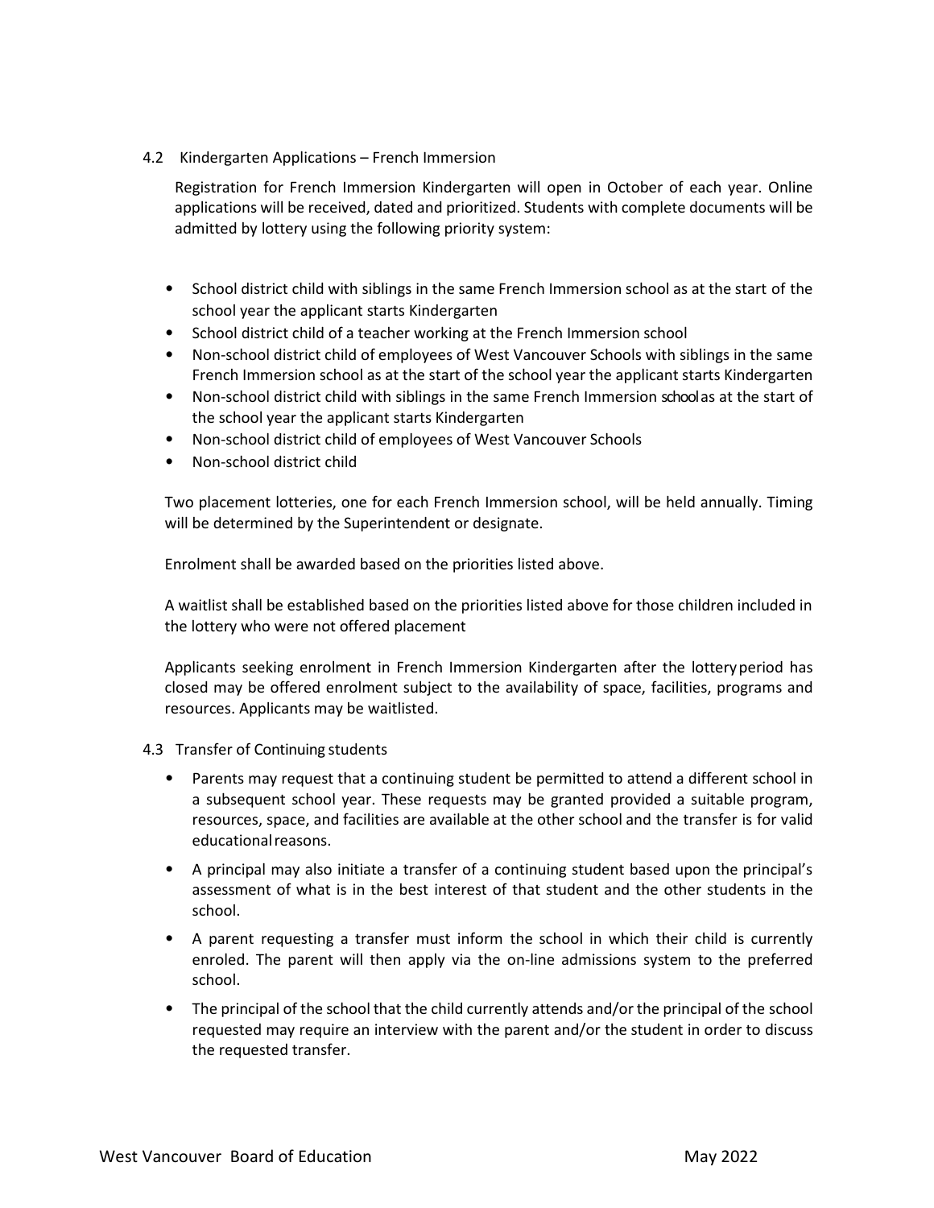### 4.2 Kindergarten Applications – French Immersion

Registration for French Immersion Kindergarten will open in October of each year. Online applications will be received, dated and prioritized. Students with complete documents will be admitted by lottery using the following priority system:

- School district child with siblings in the same French Immersion school as at the start of the school year the applicant starts Kindergarten
- School district child of a teacher working at the French Immersion school
- Non-school district child of employees of West Vancouver Schools with siblings in the same French Immersion school as at the start of the school year the applicant starts Kindergarten
- Non-school district child with siblings in the same French Immersion school as at the start of the school year the applicant starts Kindergarten
- Non-school district child of employees of West Vancouver Schools
- Non-school district child

Two placement lotteries, one for each French Immersion school, will be held annually. Timing will be determined by the Superintendent or designate.

Enrolment shall be awarded based on the priorities listed above.

A waitlist shall be established based on the priorities listed above for those children included in the lottery who were not offered placement

Applicants seeking enrolment in French Immersion Kindergarten after the lottery period has closed may be offered enrolment subject to the availability of space, facilities, programs and resources. Applicants may be waitlisted.

### 4.3 Transfer of Continuing students

- Parents may request that a continuing student be permitted to attend a different school in a subsequent school year. These requests may be granted provided a suitable program, resources, space, and facilities are available at the other school and the transfer is for valid educational reasons.
- A principal may also initiate a transfer of a continuing student based upon the principal's assessment of what is in the best interest of that student and the other students in the school.
- A parent requesting a transfer must inform the school in which their child is currently enroled. The parent will then apply via the on-line admissions system to the preferred school.
- The principal of the school that the child currently attends and/or the principal of the school requested may require an interview with the parent and/or the student in order to discuss the requested transfer.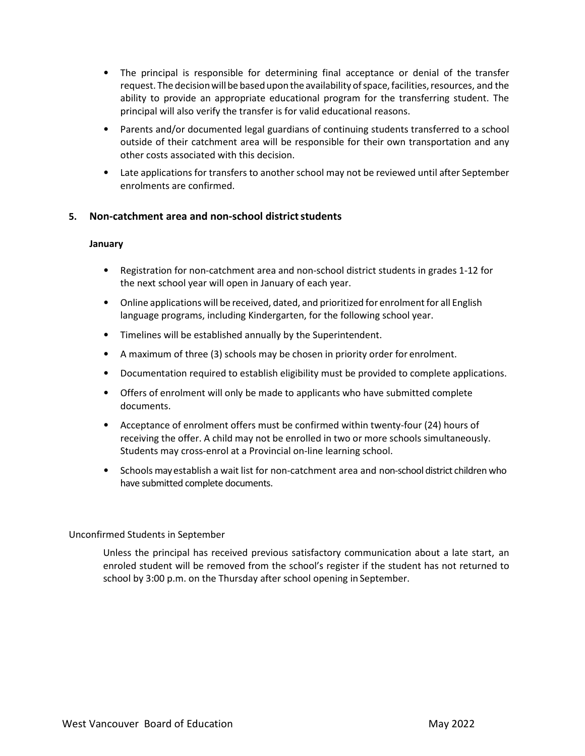- The principal is responsible for determining final acceptance or denial of the transfer request. The decision will be based upon the availability of space, facilities, resources, and the ability to provide an appropriate educational program for the transferring student. The principal will also verify the transfer is for valid educational reasons.
- Parents and/or documented legal guardians of continuing students transferred to a school outside of their catchment area will be responsible for their own transportation and any other costs associated with this decision.
- Late applications for transfers to another school may not be reviewed until after September enrolments are confirmed.

## 5. Non-catchment area and non-school district students

**January**

- Registration for non-catchment area and non-school district students in grades 1-12 for the next school year will open in January of each year.
- Online applications will be received, dated, and prioritized for enrolment for all English language programs, including Kindergarten, for the following school year.
- Timelines will be established annually by the Superintendent.
- A maximum of three (3) schools may be chosen in priority order for enrolment.
- Documentation required to establish eligibility must be provided to complete applications.
- Offers of enrolment will only be made to applicants who have submitted complete documents.
- Acceptance of enrolment offers must be confirmed within twenty-four (24) hours of receiving the offer. A child may not be enrolled in two or more schools simultaneously. Students may cross-enrol at a Provincial on-line learning school.
- Schools may establish a wait list for non-catchment area and non-school district children who have submitted complete documents.

Unconfirmed Students in September

Unless the principal has received previous satisfactory communication about a late start, an enroled student will be removed from the school's register if the student has not returned to school by 3:00 p.m. on the Thursday after school opening in September.